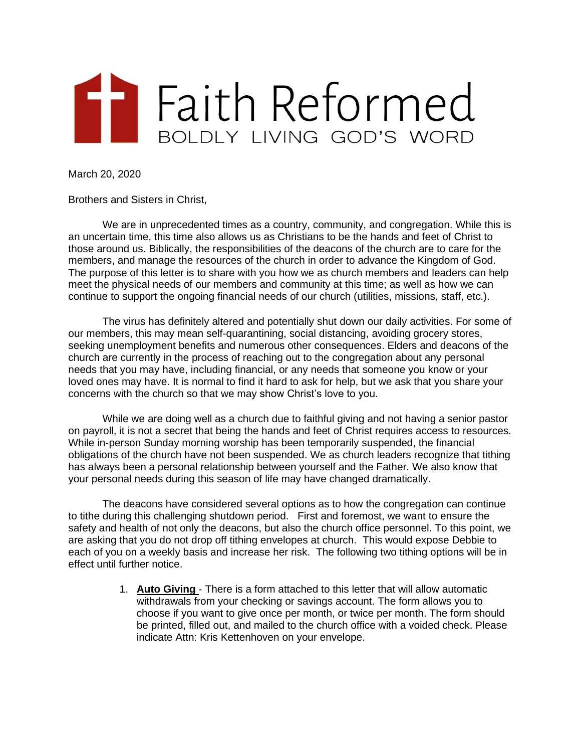# Faith Reformed

BOLDLY LIVING GOD'S WORD

March 20, 2020

Brothers and Sisters in Christ,

We are in unprecedented times as a country, community, and congregation. While this is an uncertain time, this time also allows us as Christians to be the hands and feet of Christ to those around us. Biblically, the responsibilities of the deacons of the church are to care for the members, and manage the resources of the church in order to advance the Kingdom of God. The purpose of this letter is to share with you how we as church members and leaders can help meet the physical needs of our members and community at this time; as well as how we can continue to support the ongoing financial needs of our church (utilities, missions, staff, etc.).

The virus has definitely altered and potentially shut down our daily activities. For some of our members, this may mean self-quarantining, social distancing, avoiding grocery stores, seeking unemployment benefits and numerous other consequences. Elders and deacons of the church are currently in the process of reaching out to the congregation about any personal needs that you may have, including financial, or any needs that someone you know or your loved ones may have. It is normal to find it hard to ask for help, but we ask that you share your concerns with the church so that we may show Christ's love to you.

While we are doing well as a church due to faithful giving and not having a senior pastor on payroll, it is not a secret that being the hands and feet of Christ requires access to resources. While in-person Sunday morning worship has been temporarily suspended, the financial obligations of the church have not been suspended. We as church leaders recognize that tithing has always been a personal relationship between yourself and the Father. We also know that your personal needs during this season of life may have changed dramatically.

The deacons have considered several options as to how the congregation can continue to tithe during this challenging shutdown period. First and foremost, we want to ensure the safety and health of not only the deacons, but also the church office personnel. To this point, we are asking that you do not drop off tithing envelopes at church. This would expose Debbie to each of you on a weekly basis and increase her risk. The following two tithing options will be in effect until further notice.

1. **Auto Giving** - There is a form attached to this letter that will allow automatic withdrawals from your checking or savings account. The form allows you to choose if you want to give once per month, or twice per month. The form should be printed, filled out, and mailed to the church office with a voided check. Please indicate Attn: Kris Kettenhoven on your envelope.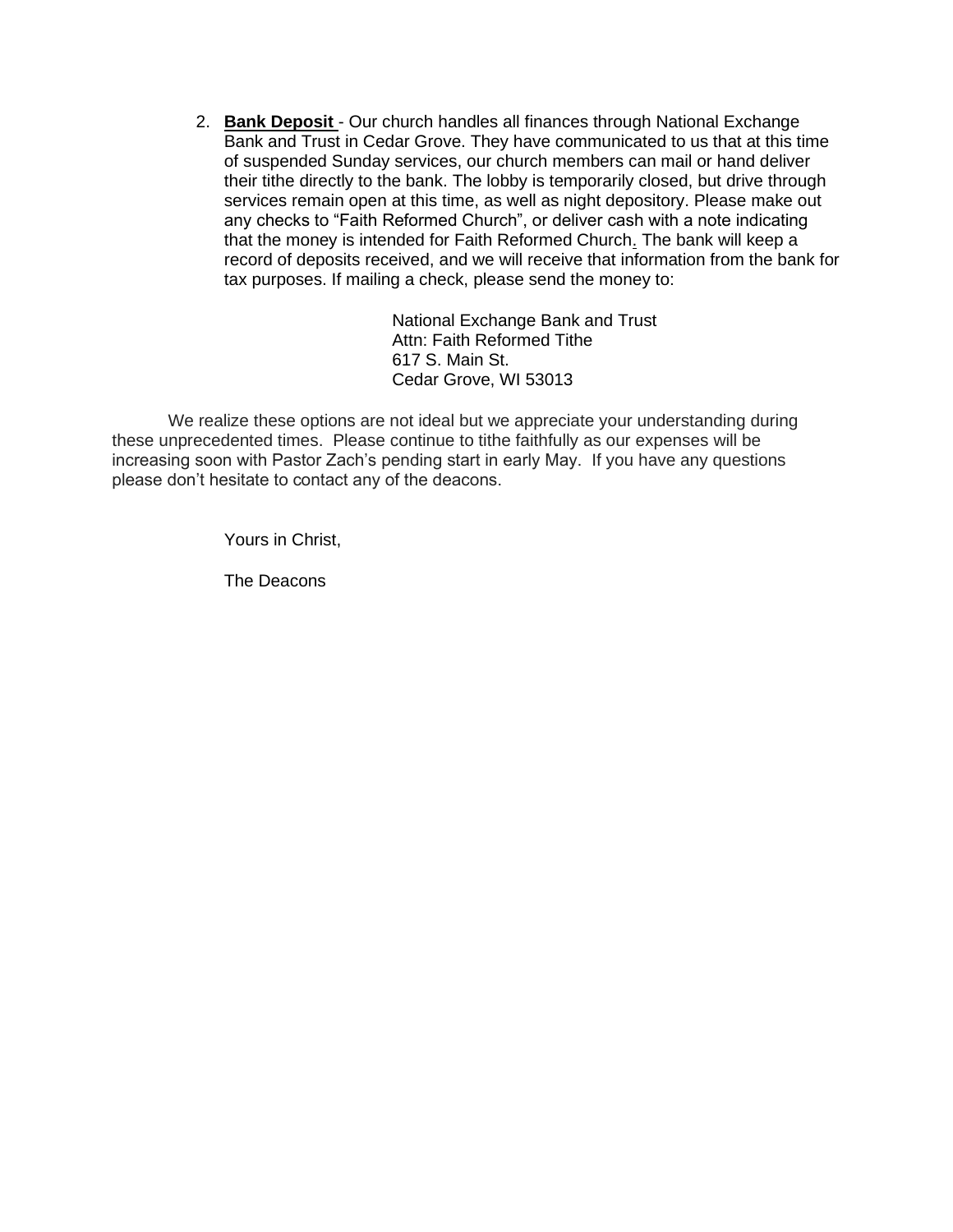2. **Bank Deposit** - Our church handles all finances through National Exchange Bank and Trust in Cedar Grove. They have communicated to us that at this time of suspended Sunday services, our church members can mail or hand deliver their tithe directly to the bank. The lobby is temporarily closed, but drive through services remain open at this time, as well as night depository. Please make out any checks to "Faith Reformed Church", or deliver cash with a note indicating that the money is intended for Faith Reformed Church. The bank will keep a record of deposits received, and we will receive that information from the bank for tax purposes. If mailing a check, please send the money to:

   National Exchange Bank and Trust
   Attn: Faith Reformed Tithe
   617 S. Main St.
   Cedar Grove, WI 53013

We realize these options are not ideal but we appreciate your understanding during these unprecedented times. Please continue to tithe faithfully as our expenses will be increasing soon with Pastor Zach's pending start in early May. If you have any questions please don't hesitate to contact any of the deacons.

Yours in Christ,

The Deacons